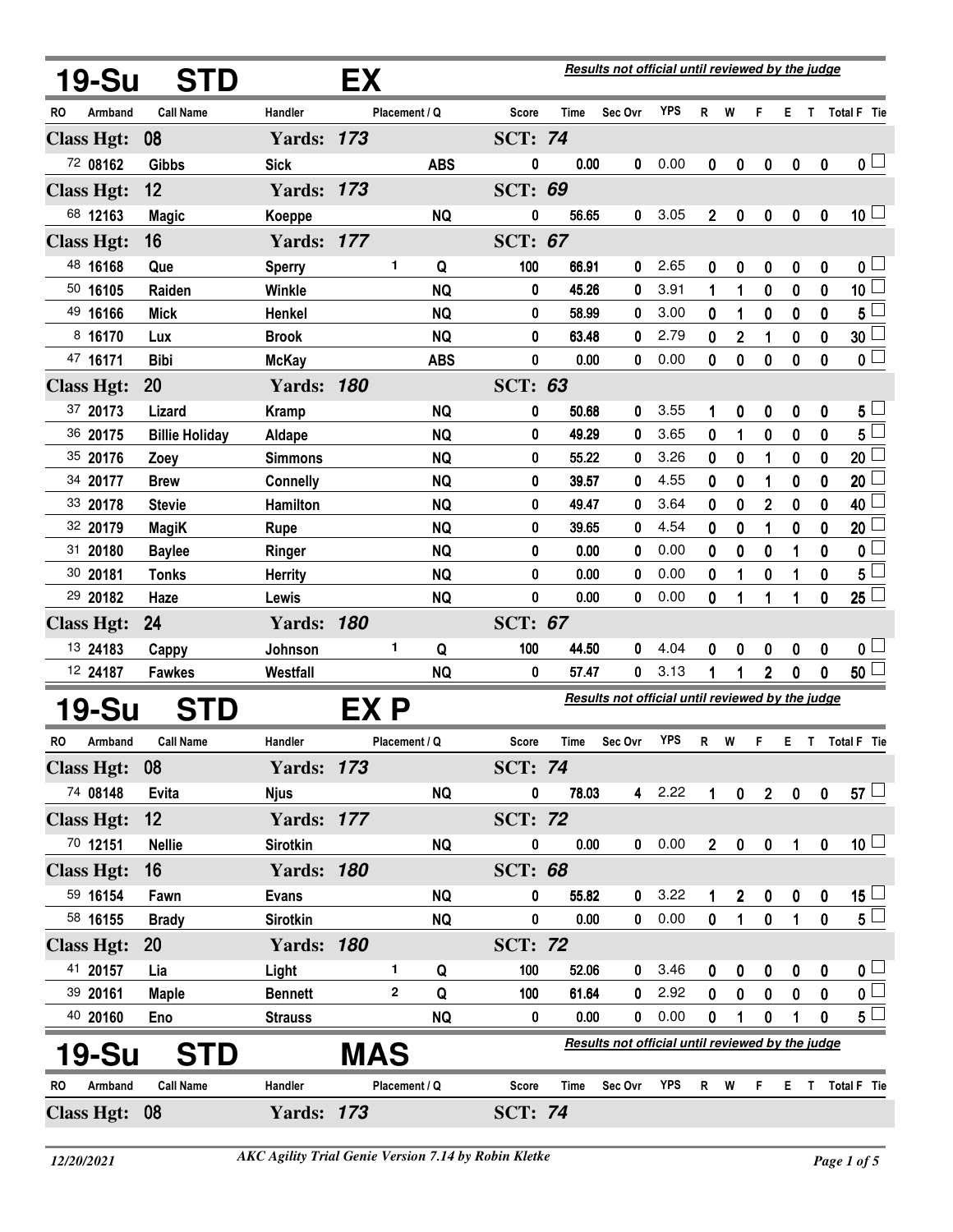## 19-Su STD EX

*Results not official until reviewed by the judge*

| RO | Armband | Call Name | Handler | Placement | Q | Score | Time | Sec Ovr | YPS | R | W | F | E | T | Total F | Tie |
|---|---|---|---|---|---|---|---|---|---|---|---|---|---|---|---|---|
| **Class Hgt: 08** | | | **Yards: 173** | | | **SCT: 74** | | | | | | | | | | |
| 72 | 08162 | Gibbs | Sick | | ABS | 0 | 0.00 | 0 | 0.00 | 0 | 0 | 0 | 0 | 0 | 0 | ☐ |
| **Class Hgt: 12** | | | **Yards: 173** | | | **SCT: 69** | | | | | | | | | | |
| 68 | 12163 | Magic | Koeppe | | NQ | 0 | 56.65 | 0 | 3.05 | 2 | 0 | 0 | 0 | 0 | 10 | ☐ |
| **Class Hgt: 16** | | | **Yards: 177** | | | **SCT: 67** | | | | | | | | | | |
| 48 | 16168 | Que | Sperry | 1 | Q | 100 | 66.91 | 0 | 2.65 | 0 | 0 | 0 | 0 | 0 | 0 | ☐ |
| 50 | 16105 | Raiden | Winkle | | NQ | 0 | 45.26 | 0 | 3.91 | 1 | 1 | 0 | 0 | 0 | 10 | ☐ |
| 49 | 16166 | Mick | Henkel | | NQ | 0 | 58.99 | 0 | 3.00 | 0 | 1 | 0 | 0 | 0 | 5 | ☐ |
| 8 | 16170 | Lux | Brook | | NQ | 0 | 63.48 | 0 | 2.79 | 0 | 2 | 1 | 0 | 0 | 30 | ☐ |
| 47 | 16171 | Bibi | McKay | | ABS | 0 | 0.00 | 0 | 0.00 | 0 | 0 | 0 | 0 | 0 | 0 | ☐ |
| **Class Hgt: 20** | | | **Yards: 180** | | | **SCT: 63** | | | | | | | | | | |
| 37 | 20173 | Lizard | Kramp | | NQ | 0 | 50.68 | 0 | 3.55 | 1 | 0 | 0 | 0 | 0 | 5 | ☐ |
| 36 | 20175 | Billie Holiday | Aldape | | NQ | 0 | 49.29 | 0 | 3.65 | 0 | 1 | 0 | 0 | 0 | 5 | ☐ |
| 35 | 20176 | Zoey | Simmons | | NQ | 0 | 55.22 | 0 | 3.26 | 0 | 0 | 1 | 0 | 0 | 20 | ☐ |
| 34 | 20177 | Brew | Connelly | | NQ | 0 | 39.57 | 0 | 4.55 | 0 | 0 | 1 | 0 | 0 | 20 | ☐ |
| 33 | 20178 | Stevie | Hamilton | | NQ | 0 | 49.47 | 0 | 3.64 | 0 | 0 | 2 | 0 | 0 | 40 | ☐ |
| 32 | 20179 | MagiK | Rupe | | NQ | 0 | 39.65 | 0 | 4.54 | 0 | 0 | 1 | 0 | 0 | 20 | ☐ |
| 31 | 20180 | Baylee | Ringer | | NQ | 0 | 0.00 | 0 | 0.00 | 0 | 0 | 0 | 1 | 0 | 0 | ☐ |
| 30 | 20181 | Tonks | Herrity | | NQ | 0 | 0.00 | 0 | 0.00 | 0 | 1 | 0 | 1 | 0 | 5 | ☐ |
| 29 | 20182 | Haze | Lewis | | NQ | 0 | 0.00 | 0 | 0.00 | 0 | 1 | 1 | 1 | 0 | 25 | ☐ |
| **Class Hgt: 24** | | | **Yards: 180** | | | **SCT: 67** | | | | | | | | | | |
| 13 | 24183 | Cappy | Johnson | 1 | Q | 100 | 44.50 | 0 | 4.04 | 0 | 0 | 0 | 0 | 0 | 0 | ☐ |
| 12 | 24187 | Fawkes | Westfall | | NQ | 0 | 57.47 | 0 | 3.13 | 1 | 1 | 2 | 0 | 0 | 50 | ☐ |

## 19-Su STD EX P

*Results not official until reviewed by the judge*

| RO | Armband | Call Name | Handler | Placement | Q | Score | Time | Sec Ovr | YPS | R | W | F | E | T | Total F | Tie |
|---|---|---|---|---|---|---|---|---|---|---|---|---|---|---|---|---|
| **Class Hgt: 08** | | | **Yards: 173** | | | **SCT: 74** | | | | | | | | | | |
| 74 | 08148 | Evita | Njus | | NQ | 0 | 78.03 | 4 | 2.22 | 1 | 0 | 2 | 0 | 0 | 57 | ☐ |
| **Class Hgt: 12** | | | **Yards: 177** | | | **SCT: 72** | | | | | | | | | | |
| 70 | 12151 | Nellie | Sirotkin | | NQ | 0 | 0.00 | 0 | 0.00 | 2 | 0 | 0 | 1 | 0 | 10 | ☐ |
| **Class Hgt: 16** | | | **Yards: 180** | | | **SCT: 68** | | | | | | | | | | |
| 59 | 16154 | Fawn | Evans | | NQ | 0 | 55.82 | 0 | 3.22 | 1 | 2 | 0 | 0 | 0 | 15 | ☐ |
| 58 | 16155 | Brady | Sirotkin | | NQ | 0 | 0.00 | 0 | 0.00 | 0 | 1 | 0 | 1 | 0 | 5 | ☐ |
| **Class Hgt: 20** | | | **Yards: 180** | | | **SCT: 72** | | | | | | | | | | |
| 41 | 20157 | Lia | Light | 1 | Q | 100 | 52.06 | 0 | 3.46 | 0 | 0 | 0 | 0 | 0 | 0 | ☐ |
| 39 | 20161 | Maple | Bennett | 2 | Q | 100 | 61.64 | 0 | 2.92 | 0 | 0 | 0 | 0 | 0 | 0 | ☐ |
| 40 | 20160 | Eno | Strauss | | NQ | 0 | 0.00 | 0 | 0.00 | 0 | 1 | 0 | 1 | 0 | 5 | ☐ |

## 19-Su STD MAS

*Results not official until reviewed by the judge*

| RO | Armband | Call Name | Handler | Placement | Q | Score | Time | Sec Ovr | YPS | R | W | F | E | T | Total F | Tie |
|---|---|---|---|---|---|---|---|---|---|---|---|---|---|---|---|---|
| **Class Hgt: 08** | | | **Yards: 173** | | | **SCT: 74** | | | | | | | | | | |

12/20/2021 — *AKC Agility Trial Genie Version 7.14 by Robin Kletke*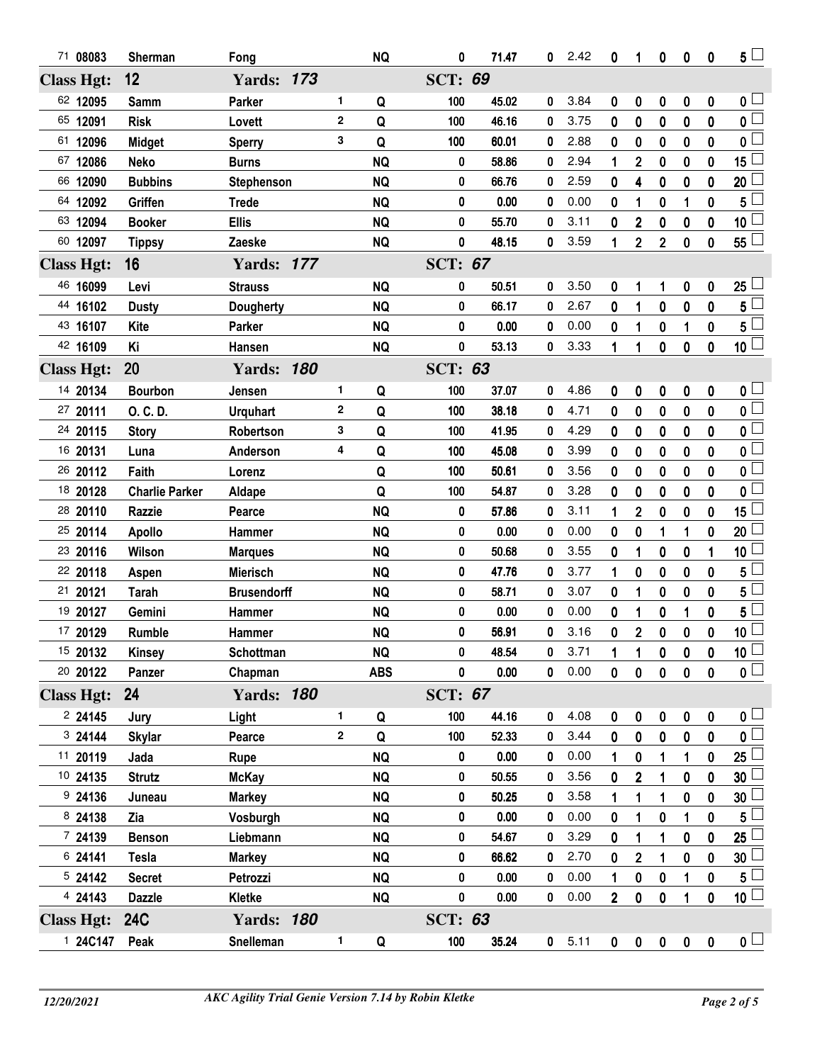| # | Armband | Dog | Handler | Place | Q | Score | Time | | YPS | | | | | | Faults | |
|---|---|---|---|---|---|---|---|---|---|---|---|---|---|---|---|---|
| 71 | 08083 | Sherman | Fong | | NQ | 0 | 71.47 | 0 | 2.42 | 0 | 1 | 0 | 0 | 0 | 5 | ☐ |
| **Class Hgt: 12** | | | **Yards: 173** | | | **SCT: 69** | | | | | | | | | | |
| 62 | 12095 | Samm | Parker | 1 | Q | 100 | 45.02 | 0 | 3.84 | 0 | 0 | 0 | 0 | 0 | 0 | ☐ |
| 65 | 12091 | Risk | Lovett | 2 | Q | 100 | 46.16 | 0 | 3.75 | 0 | 0 | 0 | 0 | 0 | 0 | ☐ |
| 61 | 12096 | Midget | Sperry | 3 | Q | 100 | 60.01 | 0 | 2.88 | 0 | 0 | 0 | 0 | 0 | 0 | ☐ |
| 67 | 12086 | Neko | Burns | | NQ | 0 | 58.86 | 0 | 2.94 | 1 | 2 | 0 | 0 | 0 | 15 | ☐ |
| 66 | 12090 | Bubbins | Stephenson | | NQ | 0 | 66.76 | 0 | 2.59 | 0 | 4 | 0 | 0 | 0 | 20 | ☐ |
| 64 | 12092 | Griffen | Trede | | NQ | 0 | 0.00 | 0 | 0.00 | 0 | 1 | 0 | 1 | 0 | 5 | ☐ |
| 63 | 12094 | Booker | Ellis | | NQ | 0 | 55.70 | 0 | 3.11 | 0 | 2 | 0 | 0 | 0 | 10 | ☐ |
| 60 | 12097 | Tippsy | Zaeske | | NQ | 0 | 48.15 | 0 | 3.59 | 1 | 2 | 2 | 0 | 0 | 55 | ☐ |
| **Class Hgt: 16** | | | **Yards: 177** | | | **SCT: 67** | | | | | | | | | | |
| 46 | 16099 | Levi | Strauss | | NQ | 0 | 50.51 | 0 | 3.50 | 0 | 1 | 1 | 0 | 0 | 25 | ☐ |
| 44 | 16102 | Dusty | Dougherty | | NQ | 0 | 66.17 | 0 | 2.67 | 0 | 1 | 0 | 0 | 0 | 5 | ☐ |
| 43 | 16107 | Kite | Parker | | NQ | 0 | 0.00 | 0 | 0.00 | 0 | 1 | 0 | 1 | 0 | 5 | ☐ |
| 42 | 16109 | Ki | Hansen | | NQ | 0 | 53.13 | 0 | 3.33 | 1 | 1 | 0 | 0 | 0 | 10 | ☐ |
| **Class Hgt: 20** | | | **Yards: 180** | | | **SCT: 63** | | | | | | | | | | |
| 14 | 20134 | Bourbon | Jensen | 1 | Q | 100 | 37.07 | 0 | 4.86 | 0 | 0 | 0 | 0 | 0 | 0 | ☐ |
| 27 | 20111 | O. C. D. | Urquhart | 2 | Q | 100 | 38.18 | 0 | 4.71 | 0 | 0 | 0 | 0 | 0 | 0 | ☐ |
| 24 | 20115 | Story | Robertson | 3 | Q | 100 | 41.95 | 0 | 4.29 | 0 | 0 | 0 | 0 | 0 | 0 | ☐ |
| 16 | 20131 | Luna | Anderson | 4 | Q | 100 | 45.08 | 0 | 3.99 | 0 | 0 | 0 | 0 | 0 | 0 | ☐ |
| 26 | 20112 | Faith | Lorenz | | Q | 100 | 50.61 | 0 | 3.56 | 0 | 0 | 0 | 0 | 0 | 0 | ☐ |
| 18 | 20128 | Charlie Parker | Aldape | | Q | 100 | 54.87 | 0 | 3.28 | 0 | 0 | 0 | 0 | 0 | 0 | ☐ |
| 28 | 20110 | Razzie | Pearce | | NQ | 0 | 57.86 | 0 | 3.11 | 1 | 2 | 0 | 0 | 0 | 15 | ☐ |
| 25 | 20114 | Apollo | Hammer | | NQ | 0 | 0.00 | 0 | 0.00 | 0 | 0 | 1 | 1 | 0 | 20 | ☐ |
| 23 | 20116 | Wilson | Marques | | NQ | 0 | 50.68 | 0 | 3.55 | 0 | 1 | 0 | 0 | 1 | 10 | ☐ |
| 22 | 20118 | Aspen | Mierisch | | NQ | 0 | 47.76 | 0 | 3.77 | 1 | 0 | 0 | 0 | 0 | 5 | ☐ |
| 21 | 20121 | Tarah | Brusendorff | | NQ | 0 | 58.71 | 0 | 3.07 | 0 | 1 | 0 | 0 | 0 | 5 | ☐ |
| 19 | 20127 | Gemini | Hammer | | NQ | 0 | 0.00 | 0 | 0.00 | 0 | 1 | 0 | 1 | 0 | 5 | ☐ |
| 17 | 20129 | Rumble | Hammer | | NQ | 0 | 56.91 | 0 | 3.16 | 0 | 2 | 0 | 0 | 0 | 10 | ☐ |
| 15 | 20132 | Kinsey | Schottman | | NQ | 0 | 48.54 | 0 | 3.71 | 1 | 1 | 0 | 0 | 0 | 10 | ☐ |
| 20 | 20122 | Panzer | Chapman | | ABS | 0 | 0.00 | 0 | 0.00 | 0 | 0 | 0 | 0 | 0 | 0 | ☐ |
| **Class Hgt: 24** | | | **Yards: 180** | | | **SCT: 67** | | | | | | | | | | |
| 2 | 24145 | Jury | Light | 1 | Q | 100 | 44.16 | 0 | 4.08 | 0 | 0 | 0 | 0 | 0 | 0 | ☐ |
| 3 | 24144 | Skylar | Pearce | 2 | Q | 100 | 52.33 | 0 | 3.44 | 0 | 0 | 0 | 0 | 0 | 0 | ☐ |
| 11 | 20119 | Jada | Rupe | | NQ | 0 | 0.00 | 0 | 0.00 | 1 | 0 | 1 | 1 | 0 | 25 | ☐ |
| 10 | 24135 | Strutz | McKay | | NQ | 0 | 50.55 | 0 | 3.56 | 0 | 2 | 1 | 0 | 0 | 30 | ☐ |
| 9 | 24136 | Juneau | Markey | | NQ | 0 | 50.25 | 0 | 3.58 | 1 | 1 | 1 | 0 | 0 | 30 | ☐ |
| 8 | 24138 | Zia | Vosburgh | | NQ | 0 | 0.00 | 0 | 0.00 | 0 | 1 | 0 | 1 | 0 | 5 | ☐ |
| 7 | 24139 | Benson | Liebmann | | NQ | 0 | 54.67 | 0 | 3.29 | 0 | 1 | 1 | 0 | 0 | 25 | ☐ |
| 6 | 24141 | Tesla | Markey | | NQ | 0 | 66.62 | 0 | 2.70 | 0 | 2 | 1 | 0 | 0 | 30 | ☐ |
| 5 | 24142 | Secret | Petrozzi | | NQ | 0 | 0.00 | 0 | 0.00 | 1 | 0 | 0 | 1 | 0 | 5 | ☐ |
| 4 | 24143 | Dazzle | Kletke | | NQ | 0 | 0.00 | 0 | 0.00 | 2 | 0 | 0 | 1 | 0 | 10 | ☐ |
| **Class Hgt: 24C** | | | **Yards: 180** | | | **SCT: 63** | | | | | | | | | | |
| 1 | 24C147 | Peak | Snelleman | 1 | Q | 100 | 35.24 | 0 | 5.11 | 0 | 0 | 0 | 0 | 0 | 0 | ☐ |

*12/20/2021* *AKC Agility Trial Genie Version 7.14 by Robin Kletke*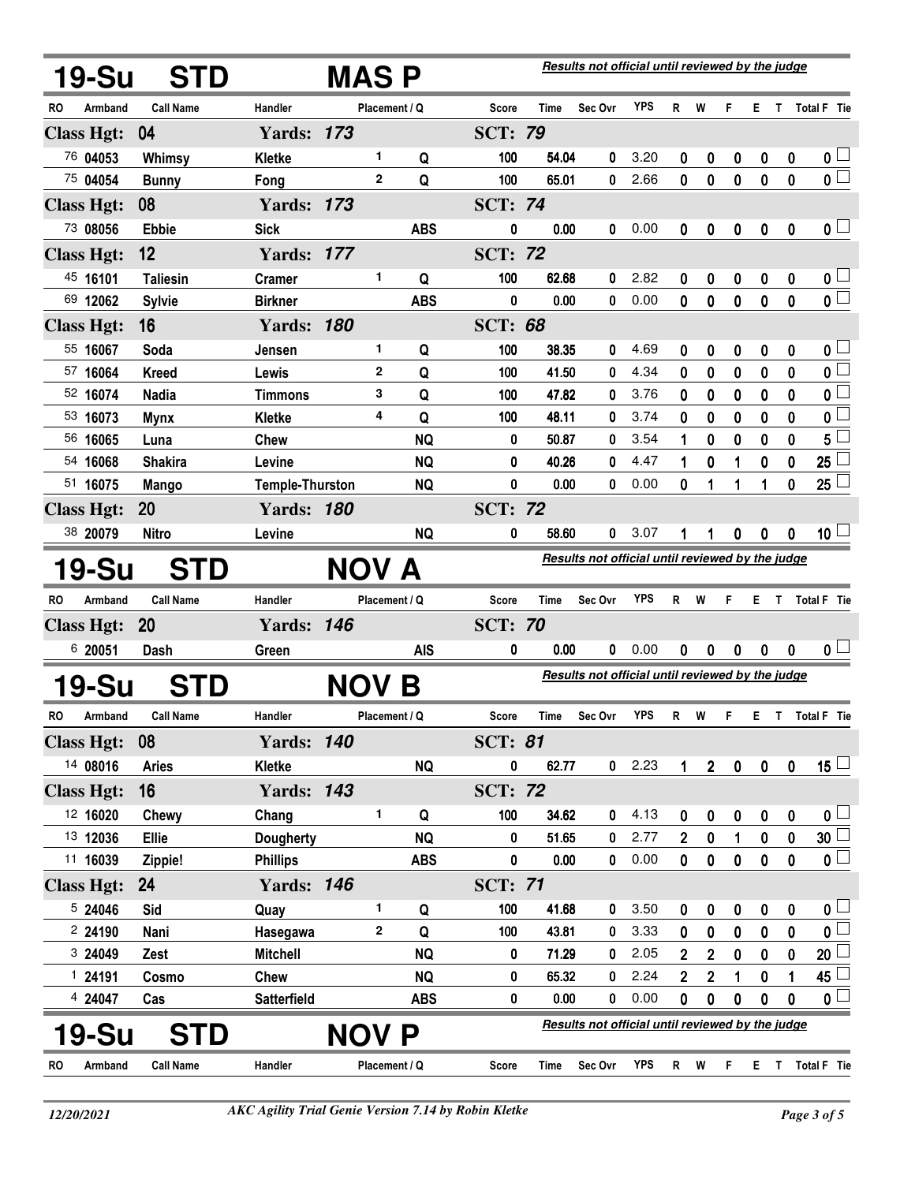## 19-Su STD MAS P

*Results not official until reviewed by the judge*

| RO | Armband | Call Name | Handler | Placement | Q | Score | Time | Sec Ovr | YPS | R | W | F | E | T | Total F | Tie |
|---|---|---|---|---|---|---|---|---|---|---|---|---|---|---|---|---|
| **Class Hgt: 04** | | | **Yards: 173** | | | **SCT: 79** | | | | | | | | | | |
| 76 | 04053 | Whimsy | Kletke | 1 | Q | 100 | 54.04 | 0 | 3.20 | 0 | 0 | 0 | 0 | 0 | 0 | |
| 75 | 04054 | Bunny | Fong | 2 | Q | 100 | 65.01 | 0 | 2.66 | 0 | 0 | 0 | 0 | 0 | 0 | |
| **Class Hgt: 08** | | | **Yards: 173** | | | **SCT: 74** | | | | | | | | | | |
| 73 | 08056 | Ebbie | Sick | | ABS | 0 | 0.00 | 0 | 0.00 | 0 | 0 | 0 | 0 | 0 | 0 | |
| **Class Hgt: 12** | | | **Yards: 177** | | | **SCT: 72** | | | | | | | | | | |
| 45 | 16101 | Taliesin | Cramer | 1 | Q | 100 | 62.68 | 0 | 2.82 | 0 | 0 | 0 | 0 | 0 | 0 | |
| 69 | 12062 | Sylvie | Birkner | | ABS | 0 | 0.00 | 0 | 0.00 | 0 | 0 | 0 | 0 | 0 | 0 | |
| **Class Hgt: 16** | | | **Yards: 180** | | | **SCT: 68** | | | | | | | | | | |
| 55 | 16067 | Soda | Jensen | 1 | Q | 100 | 38.35 | 0 | 4.69 | 0 | 0 | 0 | 0 | 0 | 0 | |
| 57 | 16064 | Kreed | Lewis | 2 | Q | 100 | 41.50 | 0 | 4.34 | 0 | 0 | 0 | 0 | 0 | 0 | |
| 52 | 16074 | Nadia | Timmons | 3 | Q | 100 | 47.82 | 0 | 3.76 | 0 | 0 | 0 | 0 | 0 | 0 | |
| 53 | 16073 | Mynx | Kletke | 4 | Q | 100 | 48.11 | 0 | 3.74 | 0 | 0 | 0 | 0 | 0 | 0 | |
| 56 | 16065 | Luna | Chew | | NQ | 0 | 50.87 | 0 | 3.54 | 1 | 0 | 0 | 0 | 0 | 5 | |
| 54 | 16068 | Shakira | Levine | | NQ | 0 | 40.26 | 0 | 4.47 | 1 | 0 | 1 | 0 | 0 | 25 | |
| 51 | 16075 | Mango | Temple-Thurston | | NQ | 0 | 0.00 | 0 | 0.00 | 0 | 1 | 1 | 1 | 0 | 25 | |
| **Class Hgt: 20** | | | **Yards: 180** | | | **SCT: 72** | | | | | | | | | | |
| 38 | 20079 | Nitro | Levine | | NQ | 0 | 58.60 | 0 | 3.07 | 1 | 1 | 0 | 0 | 0 | 10 | |

## 19-Su STD NOV A

*Results not official until reviewed by the judge*

| RO | Armband | Call Name | Handler | Placement | Q | Score | Time | Sec Ovr | YPS | R | W | F | E | T | Total F | Tie |
|---|---|---|---|---|---|---|---|---|---|---|---|---|---|---|---|---|
| **Class Hgt: 20** | | | **Yards: 146** | | | **SCT: 70** | | | | | | | | | | |
| 6 | 20051 | Dash | Green | | AIS | 0 | 0.00 | 0 | 0.00 | 0 | 0 | 0 | 0 | 0 | 0 | |

## 19-Su STD NOV B

*Results not official until reviewed by the judge*

| RO | Armband | Call Name | Handler | Placement | Q | Score | Time | Sec Ovr | YPS | R | W | F | E | T | Total F | Tie |
|---|---|---|---|---|---|---|---|---|---|---|---|---|---|---|---|---|
| **Class Hgt: 08** | | | **Yards: 140** | | | **SCT: 81** | | | | | | | | | | |
| 14 | 08016 | Aries | Kletke | | NQ | 0 | 62.77 | 0 | 2.23 | 1 | 2 | 0 | 0 | 0 | 15 | |
| **Class Hgt: 16** | | | **Yards: 143** | | | **SCT: 72** | | | | | | | | | | |
| 12 | 16020 | Chewy | Chang | 1 | Q | 100 | 34.62 | 0 | 4.13 | 0 | 0 | 0 | 0 | 0 | 0 | |
| 13 | 12036 | Ellie | Dougherty | | NQ | 0 | 51.65 | 0 | 2.77 | 2 | 0 | 1 | 0 | 0 | 30 | |
| 11 | 16039 | Zippie! | Phillips | | ABS | 0 | 0.00 | 0 | 0.00 | 0 | 0 | 0 | 0 | 0 | 0 | |
| **Class Hgt: 24** | | | **Yards: 146** | | | **SCT: 71** | | | | | | | | | | |
| 5 | 24046 | Sid | Quay | 1 | Q | 100 | 41.68 | 0 | 3.50 | 0 | 0 | 0 | 0 | 0 | 0 | |
| 2 | 24190 | Nani | Hasegawa | 2 | Q | 100 | 43.81 | 0 | 3.33 | 0 | 0 | 0 | 0 | 0 | 0 | |
| 3 | 24049 | Zest | Mitchell | | NQ | 0 | 71.29 | 0 | 2.05 | 2 | 2 | 0 | 0 | 0 | 20 | |
| 1 | 24191 | Cosmo | Chew | | NQ | 0 | 65.32 | 0 | 2.24 | 2 | 2 | 1 | 0 | 1 | 45 | |
| 4 | 24047 | Cas | Satterfield | | ABS | 0 | 0.00 | 0 | 0.00 | 0 | 0 | 0 | 0 | 0 | 0 | |

## 19-Su STD NOV P

*Results not official until reviewed by the judge*

| RO | Armband | Call Name | Handler | Placement | Q | Score | Time | Sec Ovr | YPS | R | W | F | E | T | Total F | Tie |
|---|---|---|---|---|---|---|---|---|---|---|---|---|---|---|---|---|

*AKC Agility Trial Genie Version 7.14 by Robin Kletke*

12/20/2021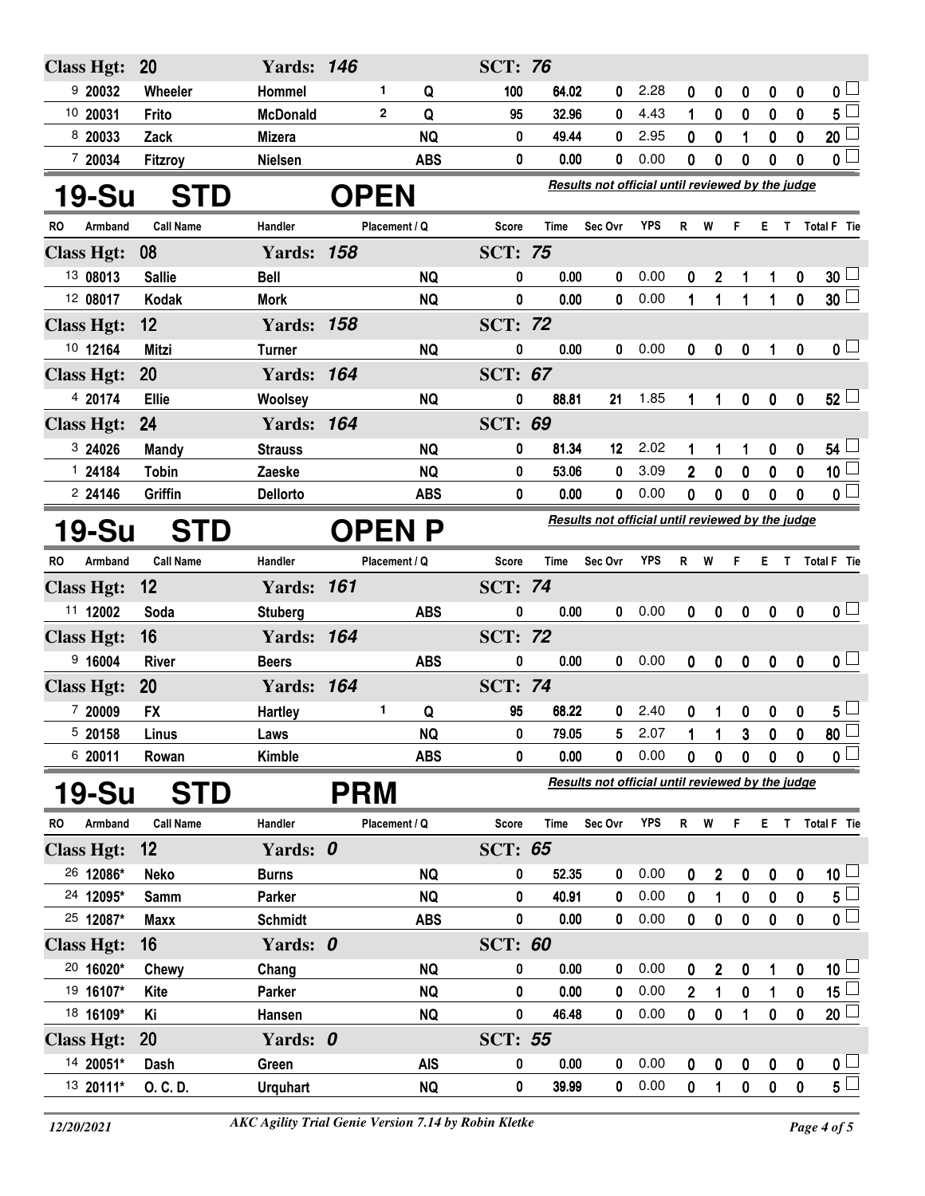| RO | Armband | Call Name | Handler | Placement / Q | | Score | Time | Sec Ovr | YPS | R | W | F | E | T | Total F | Tie |
|---|---|---|---|---|---|---|---|---|---|---|---|---|---|---|---|---|
| **Class Hgt: 20** | | | **Yards: 146** | | | **SCT: 76** | | | | | | | | | | |
| 9 | 20032 | Wheeler | Hommel | 1 | Q | 100 | 64.02 | 0 | 2.28 | 0 | 0 | 0 | 0 | 0 | 0 | ☐ |
| 10 | 20031 | Frito | McDonald | 2 | Q | 95 | 32.96 | 0 | 4.43 | 1 | 0 | 0 | 0 | 0 | 5 | ☐ |
| 8 | 20033 | Zack | Mizera | | NQ | 0 | 49.44 | 0 | 2.95 | 0 | 0 | 1 | 0 | 0 | 20 | ☐ |
| 7 | 20034 | Fitzroy | Nielsen | | ABS | 0 | 0.00 | 0 | 0.00 | 0 | 0 | 0 | 0 | 0 | 0 | ☐ |

## 19-Su STD OPEN

*Results not official until reviewed by the judge*

| RO | Armband | Call Name | Handler | Placement / Q | | Score | Time | Sec Ovr | YPS | R | W | F | E | T | Total F | Tie |
|---|---|---|---|---|---|---|---|---|---|---|---|---|---|---|---|---|
| **Class Hgt: 08** | | | **Yards: 158** | | | **SCT: 75** | | | | | | | | | | |
| 13 | 08013 | Sallie | Bell | | NQ | 0 | 0.00 | 0 | 0.00 | 0 | 2 | 1 | 1 | 0 | 30 | ☐ |
| 12 | 08017 | Kodak | Mork | | NQ | 0 | 0.00 | 0 | 0.00 | 1 | 1 | 1 | 1 | 0 | 30 | ☐ |
| **Class Hgt: 12** | | | **Yards: 158** | | | **SCT: 72** | | | | | | | | | | |
| 10 | 12164 | Mitzi | Turner | | NQ | 0 | 0.00 | 0 | 0.00 | 0 | 0 | 0 | 1 | 0 | 0 | ☐ |
| **Class Hgt: 20** | | | **Yards: 164** | | | **SCT: 67** | | | | | | | | | | |
| 4 | 20174 | Ellie | Woolsey | | NQ | 0 | 88.81 | 21 | 1.85 | 1 | 1 | 0 | 0 | 0 | 52 | ☐ |
| **Class Hgt: 24** | | | **Yards: 164** | | | **SCT: 69** | | | | | | | | | | |
| 3 | 24026 | Mandy | Strauss | | NQ | 0 | 81.34 | 12 | 2.02 | 1 | 1 | 1 | 0 | 0 | 54 | ☐ |
| 1 | 24184 | Tobin | Zaeske | | NQ | 0 | 53.06 | 0 | 3.09 | 2 | 0 | 0 | 0 | 0 | 10 | ☐ |
| 2 | 24146 | Griffin | Dellorto | | ABS | 0 | 0.00 | 0 | 0.00 | 0 | 0 | 0 | 0 | 0 | 0 | ☐ |

## 19-Su STD OPEN P

*Results not official until reviewed by the judge*

| RO | Armband | Call Name | Handler | Placement / Q | | Score | Time | Sec Ovr | YPS | R | W | F | E | T | Total F | Tie |
|---|---|---|---|---|---|---|---|---|---|---|---|---|---|---|---|---|
| **Class Hgt: 12** | | | **Yards: 161** | | | **SCT: 74** | | | | | | | | | | |
| 11 | 12002 | Soda | Stuberg | | ABS | 0 | 0.00 | 0 | 0.00 | 0 | 0 | 0 | 0 | 0 | 0 | ☐ |
| **Class Hgt: 16** | | | **Yards: 164** | | | **SCT: 72** | | | | | | | | | | |
| 9 | 16004 | River | Beers | | ABS | 0 | 0.00 | 0 | 0.00 | 0 | 0 | 0 | 0 | 0 | 0 | ☐ |
| **Class Hgt: 20** | | | **Yards: 164** | | | **SCT: 74** | | | | | | | | | | |
| 7 | 20009 | FX | Hartley | 1 | Q | 95 | 68.22 | 0 | 2.40 | 0 | 1 | 0 | 0 | 0 | 5 | ☐ |
| 5 | 20158 | Linus | Laws | | NQ | 0 | 79.05 | 5 | 2.07 | 1 | 1 | 3 | 0 | 0 | 80 | ☐ |
| 6 | 20011 | Rowan | Kimble | | ABS | 0 | 0.00 | 0 | 0.00 | 0 | 0 | 0 | 0 | 0 | 0 | ☐ |

## 19-Su STD PRM

*Results not official until reviewed by the judge*

| RO | Armband | Call Name | Handler | Placement / Q | | Score | Time | Sec Ovr | YPS | R | W | F | E | T | Total F | Tie |
|---|---|---|---|---|---|---|---|---|---|---|---|---|---|---|---|---|
| **Class Hgt: 12** | | | **Yards: 0** | | | **SCT: 65** | | | | | | | | | | |
| 26 | 12086* | Neko | Burns | | NQ | 0 | 52.35 | 0 | 0.00 | 0 | 2 | 0 | 0 | 0 | 10 | ☐ |
| 24 | 12095* | Samm | Parker | | NQ | 0 | 40.91 | 0 | 0.00 | 0 | 1 | 0 | 0 | 0 | 5 | ☐ |
| 25 | 12087* | Maxx | Schmidt | | ABS | 0 | 0.00 | 0 | 0.00 | 0 | 0 | 0 | 0 | 0 | 0 | ☐ |
| **Class Hgt: 16** | | | **Yards: 0** | | | **SCT: 60** | | | | | | | | | | |
| 20 | 16020* | Chewy | Chang | | NQ | 0 | 0.00 | 0 | 0.00 | 0 | 2 | 0 | 1 | 0 | 10 | ☐ |
| 19 | 16107* | Kite | Parker | | NQ | 0 | 0.00 | 0 | 0.00 | 2 | 1 | 0 | 1 | 0 | 15 | ☐ |
| 18 | 16109* | Ki | Hansen | | NQ | 0 | 46.48 | 0 | 0.00 | 0 | 0 | 1 | 0 | 0 | 20 | ☐ |
| **Class Hgt: 20** | | | **Yards: 0** | | | **SCT: 55** | | | | | | | | | | |
| 14 | 20051* | Dash | Green | | AIS | 0 | 0.00 | 0 | 0.00 | 0 | 0 | 0 | 0 | 0 | 0 | ☐ |
| 13 | 20111* | O. C. D. | Urquhart | | NQ | 0 | 39.99 | 0 | 0.00 | 0 | 1 | 0 | 0 | 0 | 5 | ☐ |

12/20/2021 — *AKC Agility Trial Genie Version 7.14 by Robin Kletke*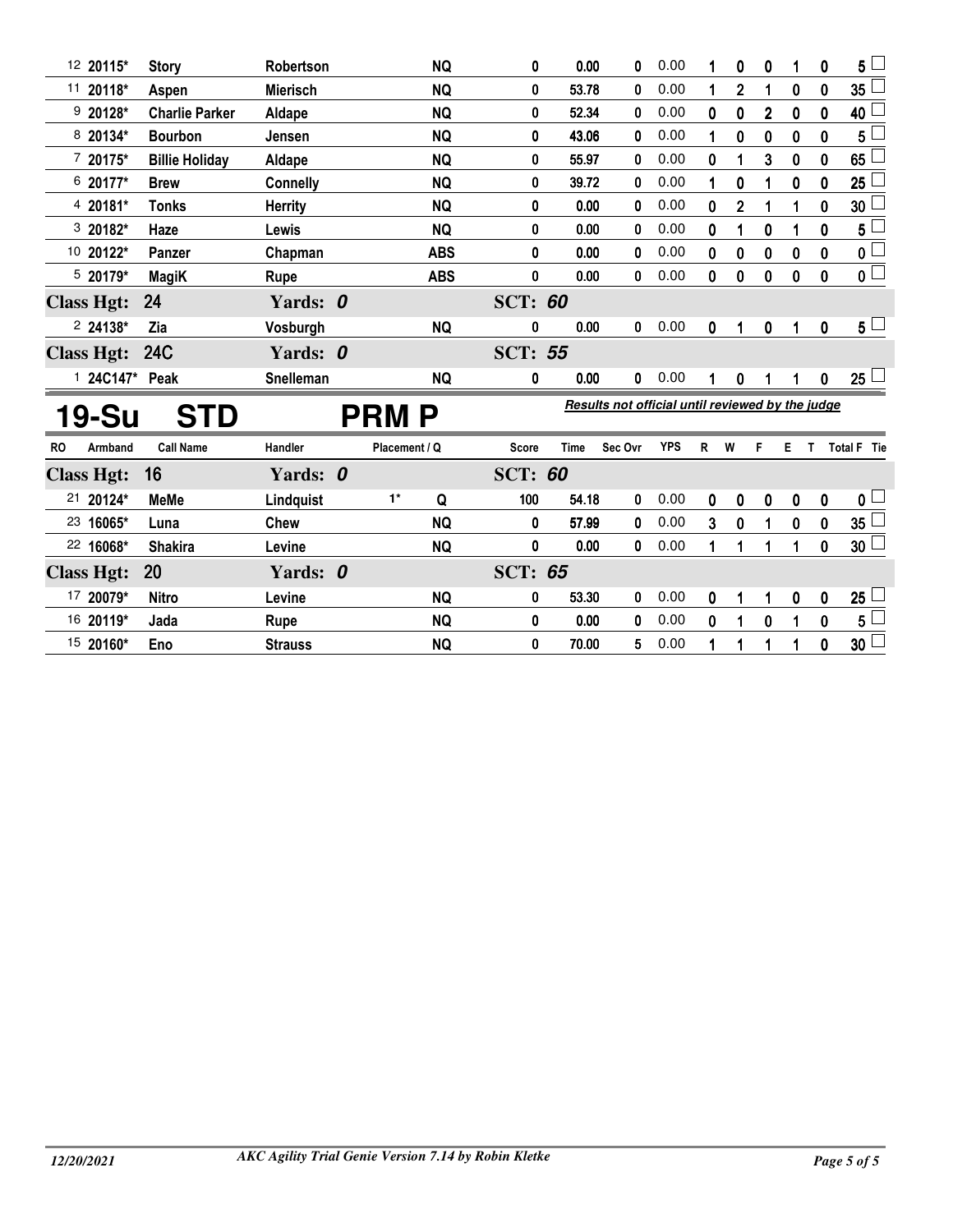| RO | Armband | Call Name | Handler | Placement | Q | Score | Time | Sec Ovr | YPS | R | W | F | E | T | Total F | Tie |
|---|---|---|---|---|---|---|---|---|---|---|---|---|---|---|---|---|
| 12 | 20115* | Story | Robertson | | NQ | 0 | 0.00 | 0 | 0.00 | 1 | 0 | 0 | 1 | 0 | 5 | ☐ |
| 11 | 20118* | Aspen | Mierisch | | NQ | 0 | 53.78 | 0 | 0.00 | 1 | 2 | 1 | 0 | 0 | 35 | ☐ |
| 9 | 20128* | Charlie Parker | Aldape | | NQ | 0 | 52.34 | 0 | 0.00 | 0 | 0 | 2 | 0 | 0 | 40 | ☐ |
| 8 | 20134* | Bourbon | Jensen | | NQ | 0 | 43.06 | 0 | 0.00 | 1 | 0 | 0 | 0 | 0 | 5 | ☐ |
| 7 | 20175* | Billie Holiday | Aldape | | NQ | 0 | 55.97 | 0 | 0.00 | 0 | 1 | 3 | 0 | 0 | 65 | ☐ |
| 6 | 20177* | Brew | Connelly | | NQ | 0 | 39.72 | 0 | 0.00 | 1 | 0 | 1 | 0 | 0 | 25 | ☐ |
| 4 | 20181* | Tonks | Herrity | | NQ | 0 | 0.00 | 0 | 0.00 | 0 | 2 | 1 | 1 | 0 | 30 | ☐ |
| 3 | 20182* | Haze | Lewis | | NQ | 0 | 0.00 | 0 | 0.00 | 0 | 1 | 0 | 1 | 0 | 5 | ☐ |
| 10 | 20122* | Panzer | Chapman | | ABS | 0 | 0.00 | 0 | 0.00 | 0 | 0 | 0 | 0 | 0 | 0 | ☐ |
| 5 | 20179* | MagiK | Rupe | | ABS | 0 | 0.00 | 0 | 0.00 | 0 | 0 | 0 | 0 | 0 | 0 | ☐ |
| **Class Hgt: 24** | | | **Yards: 0** | | | **SCT: 60** | | | | | | | | | | |
| 2 | 24138* | Zia | Vosburgh | | NQ | 0 | 0.00 | 0 | 0.00 | 0 | 1 | 0 | 1 | 0 | 5 | ☐ |
| **Class Hgt: 24C** | | | **Yards: 0** | | | **SCT: 55** | | | | | | | | | | |
| 1 | 24C147* | Peak | Snelleman | | NQ | 0 | 0.00 | 0 | 0.00 | 1 | 0 | 1 | 1 | 0 | 25 | ☐ |

# 19-Su STD PRM P

*Results not official until reviewed by the judge*

| RO | Armband | Call Name | Handler | Placement | Q | Score | Time | Sec Ovr | YPS | R | W | F | E | T | Total F | Tie |
|---|---|---|---|---|---|---|---|---|---|---|---|---|---|---|---|---|
| **Class Hgt: 16** | | | **Yards: 0** | | | **SCT: 60** | | | | | | | | | | |
| 21 | 20124* | MeMe | Lindquist | 1* | Q | 100 | 54.18 | 0 | 0.00 | 0 | 0 | 0 | 0 | 0 | 0 | ☐ |
| 23 | 16065* | Luna | Chew | | NQ | 0 | 57.99 | 0 | 0.00 | 3 | 0 | 1 | 0 | 0 | 35 | ☐ |
| 22 | 16068* | Shakira | Levine | | NQ | 0 | 0.00 | 0 | 0.00 | 1 | 1 | 1 | 1 | 0 | 30 | ☐ |
| **Class Hgt: 20** | | | **Yards: 0** | | | **SCT: 65** | | | | | | | | | | |
| 17 | 20079* | Nitro | Levine | | NQ | 0 | 53.30 | 0 | 0.00 | 0 | 1 | 1 | 0 | 0 | 25 | ☐ |
| 16 | 20119* | Jada | Rupe | | NQ | 0 | 0.00 | 0 | 0.00 | 0 | 1 | 0 | 1 | 0 | 5 | ☐ |
| 15 | 20160* | Eno | Strauss | | NQ | 0 | 70.00 | 5 | 0.00 | 1 | 1 | 1 | 1 | 0 | 30 | ☐ |